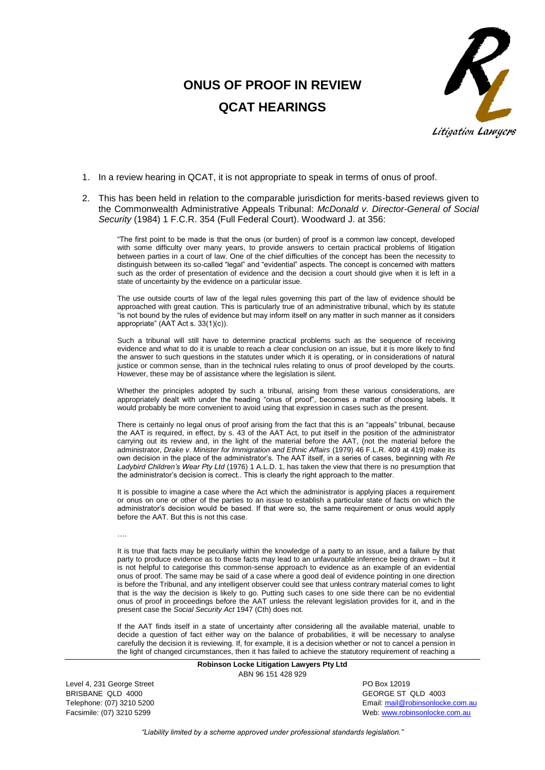# ONUS OF PROOF IN REVIEW QCAT HEARINGS

1. In a review hearing in QCAT, it is not appropriate to speak in terms of onus of proof.

2. This has been held in relation to the comparable jurisdiction for merits-based reviews given to the Commonwealth Administrative Appeals Tribunal: *McDonald v. Director-General of Social Security* (1984) 1 F.C.R. 354 (Full Federal Court). Woodward J. at 356:

> "The first point to be made is that the onus (or burden) of proof is a common law concept, developed with some difficulty over many years, to provide answers to certain practical problems of litigation between parties in a court of law. One of the chief difficulties of the concept has been the necessity to distinguish between its so-called "legal" and "evidential" aspects. The concept is concerned with matters such as the order of presentation of evidence and the decision a court should give when it is left in a state of uncertainty by the evidence on a particular issue.
>
> The use outside courts of law of the legal rules governing this part of the law of evidence should be approached with great caution. This is particularly true of an administrative tribunal, which by its statute "is not bound by the rules of evidence but may inform itself on any matter in such manner as it considers appropriate" (AAT Act s. 33(1)(c)).
>
> Such a tribunal will still have to determine practical problems such as the sequence of receiving evidence and what to do it is unable to reach a clear conclusion on an issue, but it is more likely to find the answer to such questions in the statutes under which it is operating, or in considerations of natural justice or common sense, than in the technical rules relating to onus of proof developed by the courts. However, these may be of assistance where the legislation is silent.
>
> Whether the principles adopted by such a tribunal, arising from these various considerations, are appropriately dealt with under the heading "onus of proof", becomes a matter of choosing labels. It would probably be more convenient to avoid using that expression in cases such as the present.
>
> There is certainly no legal onus of proof arising from the fact that this is an "appeals" tribunal, because the AAT is required, in effect, by s. 43 of the AAT Act, to put itself in the position of the administrator carrying out its review and, in the light of the material before the AAT, (not the material before the administrator, *Drake v. Minister for Immigration and Ethnic Affairs* (1979) 46 F.L.R. 409 at 419) make its own decision in the place of the administrator's. The AAT itself, in a series of cases, beginning with *Re Ladybird Children's Wear Pty Ltd* (1976) 1 A.L.D. 1, has taken the view that there is no presumption that the administrator's decision is correct.. This is clearly the right approach to the matter.
>
> It is possible to imagine a case where the Act which the administrator is applying places a requirement or onus on one or other of the parties to an issue to establish a particular state of facts on which the administrator's decision would be based. If that were so, the same requirement or onus would apply before the AAT. But this is not this case.
>
> ….
>
> It is true that facts may be peculiarly within the knowledge of a party to an issue, and a failure by that party to produce evidence as to those facts may lead to an unfavourable inference being drawn – but it is not helpful to categorise this common-sense approach to evidence as an example of an evidential onus of proof. The same may be said of a case where a good deal of evidence pointing in one direction is before the Tribunal, and any intelligent observer could see that unless contrary material comes to light that is the way the decision is likely to go. Putting such cases to one side there can be no evidential onus of proof in proceedings before the AAT unless the relevant legislation provides for it, and in the present case the *Social Security Act* 1947 (Cth) does not.
>
> If the AAT finds itself in a state of uncertainty after considering all the available material, unable to decide a question of fact either way on the balance of probabilities, it will be necessary to analyse carefully the decision it is reviewing. If, for example, it is a decision whether or not to cancel a pension in the light of changed circumstances, then it has failed to achieve the statutory requirement of reaching a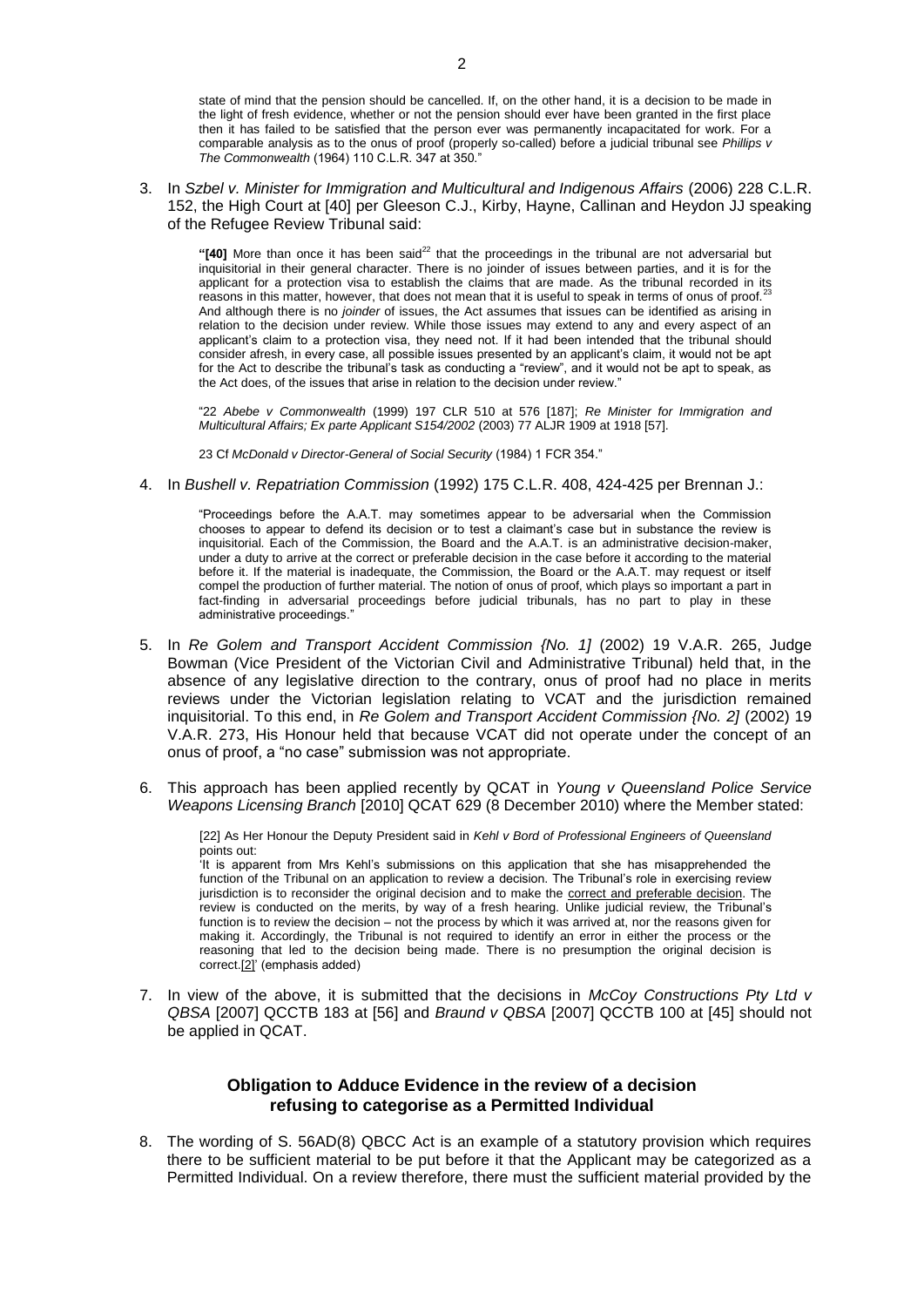state of mind that the pension should be cancelled. If, on the other hand, it is a decision to be made in the light of fresh evidence, whether or not the pension should ever have been granted in the first place then it has failed to be satisfied that the person ever was permanently incapacitated for work. For a comparable analysis as to the onus of proof (properly so-called) before a judicial tribunal see *Phillips v The Commonwealth* (1964) 110 C.L.R. 347 at 350."

3. In *Szbel v. Minister for Immigration and Multicultural and Indigenous Affairs* (2006) 228 C.L.R. 152, the High Court at [40] per Gleeson C.J., Kirby, Hayne, Callinan and Heydon JJ speaking of the Refugee Review Tribunal said:

   "**[40]** More than once it has been said[22] that the proceedings in the tribunal are not adversarial but inquisitorial in their general character. There is no joinder of issues between parties, and it is for the applicant for a protection visa to establish the claims that are made. As the tribunal recorded in its reasons in this matter, however, that does not mean that it is useful to speak in terms of onus of proof.[23] And although there is no *joinder* of issues, the Act assumes that issues can be identified as arising in relation to the decision under review. While those issues may extend to any and every aspect of an applicant's claim to a protection visa, they need not. If it had been intended that the tribunal should consider afresh, in every case, all possible issues presented by an applicant's claim, it would not be apt for the Act to describe the tribunal's task as conducting a "review", and it would not be apt to speak, as the Act does, of the issues that arise in relation to the decision under review."

   "22 *Abebe v Commonwealth* (1999) 197 CLR 510 at 576 [187]; *Re Minister for Immigration and Multicultural Affairs; Ex parte Applicant S154/2002* (2003) 77 ALJR 1909 at 1918 [57].

   23 Cf *McDonald v Director-General of Social Security* (1984) 1 FCR 354."

4. In *Bushell v. Repatriation Commission* (1992) 175 C.L.R. 408, 424-425 per Brennan J.:

   "Proceedings before the A.A.T. may sometimes appear to be adversarial when the Commission chooses to appear to defend its decision or to test a claimant's case but in substance the review is inquisitorial. Each of the Commission, the Board and the A.A.T. is an administrative decision-maker, under a duty to arrive at the correct or preferable decision in the case before it according to the material before it. If the material is inadequate, the Commission, the Board or the A.A.T. may request or itself compel the production of further material. The notion of onus of proof, which plays so important a part in fact-finding in adversarial proceedings before judicial tribunals, has no part to play in these administrative proceedings."

5. In *Re Golem and Transport Accident Commission {No. 1]* (2002) 19 V.A.R. 265, Judge Bowman (Vice President of the Victorian Civil and Administrative Tribunal) held that, in the absence of any legislative direction to the contrary, onus of proof had no place in merits reviews under the Victorian legislation relating to VCAT and the jurisdiction remained inquisitorial. To this end, in *Re Golem and Transport Accident Commission {No. 2]* (2002) 19 V.A.R. 273, His Honour held that because VCAT did not operate under the concept of an onus of proof, a "no case" submission was not appropriate.

6. This approach has been applied recently by QCAT in *Young v Queensland Police Service Weapons Licensing Branch* [2010] QCAT 629 (8 December 2010) where the Member stated:

   [22] As Her Honour the Deputy President said in *Kehl v Bord of Professional Engineers of Queensland* points out:
   'It is apparent from Mrs Kehl's submissions on this application that she has misapprehended the function of the Tribunal on an application to review a decision. The Tribunal's role in exercising review jurisdiction is to reconsider the original decision and to make the correct and preferable decision. The review is conducted on the merits, by way of a fresh hearing. Unlike judicial review, the Tribunal's function is to review the decision – not the process by which it was arrived at, nor the reasons given for making it. Accordingly, the Tribunal is not required to identify an error in either the process or the reasoning that led to the decision being made. There is no presumption the original decision is correct.[2]' (emphasis added)

7. In view of the above, it is submitted that the decisions in *McCoy Constructions Pty Ltd v QBSA* [2007] QCCTB 183 at [56] and *Braund v QBSA* [2007] QCCTB 100 at [45] should not be applied in QCAT.

## Obligation to Adduce Evidence in the review of a decision refusing to categorise as a Permitted Individual

8. The wording of S. 56AD(8) QBCC Act is an example of a statutory provision which requires there to be sufficient material to be put before it that the Applicant may be categorized as a Permitted Individual. On a review therefore, there must the sufficient material provided by the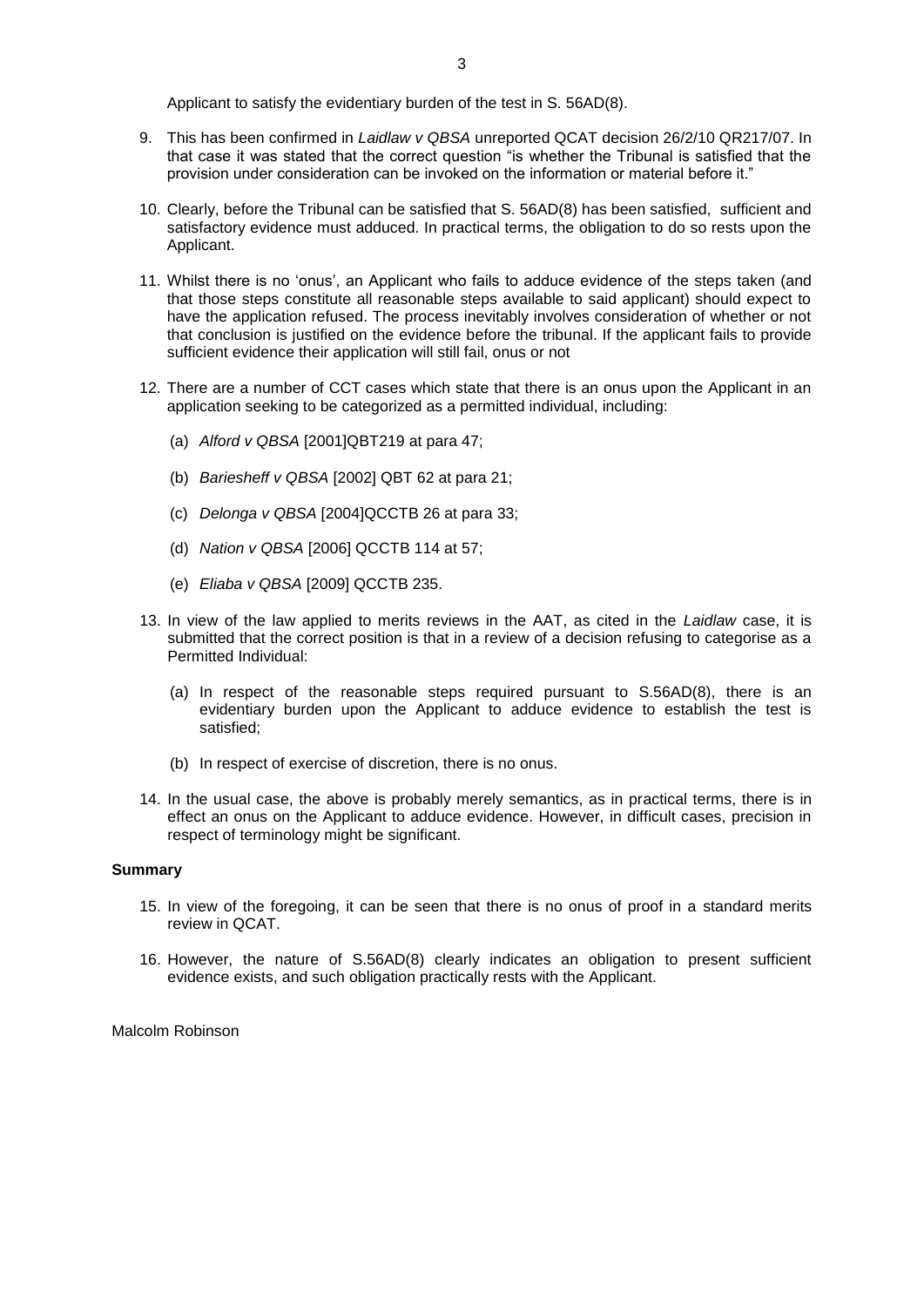Applicant to satisfy the evidentiary burden of the test in S. 56AD(8).

9. This has been confirmed in *Laidlaw v QBSA* unreported QCAT decision 26/2/10 QR217/07. In that case it was stated that the correct question "is whether the Tribunal is satisfied that the provision under consideration can be invoked on the information or material before it."

10. Clearly, before the Tribunal can be satisfied that S. 56AD(8) has been satisfied, sufficient and satisfactory evidence must adduced. In practical terms, the obligation to do so rests upon the Applicant.

11. Whilst there is no 'onus', an Applicant who fails to adduce evidence of the steps taken (and that those steps constitute all reasonable steps available to said applicant) should expect to have the application refused. The process inevitably involves consideration of whether or not that conclusion is justified on the evidence before the tribunal. If the applicant fails to provide sufficient evidence their application will still fail, onus or not

12. There are a number of CCT cases which state that there is an onus upon the Applicant in an application seeking to be categorized as a permitted individual, including:

    (a) *Alford v QBSA* [2001]QBT219 at para 47;

    (b) *Bariesheff v QBSA* [2002] QBT 62 at para 21;

    (c) *Delonga v QBSA* [2004]QCCTB 26 at para 33;

    (d) *Nation v QBSA* [2006] QCCTB 114 at 57;

    (e) *Eliaba v QBSA* [2009] QCCTB 235.

13. In view of the law applied to merits reviews in the AAT, as cited in the *Laidlaw* case, it is submitted that the correct position is that in a review of a decision refusing to categorise as a Permitted Individual:

    (a) In respect of the reasonable steps required pursuant to S.56AD(8), there is an evidentiary burden upon the Applicant to adduce evidence to establish the test is satisfied;

    (b) In respect of exercise of discretion, there is no onus.

14. In the usual case, the above is probably merely semantics, as in practical terms, there is in effect an onus on the Applicant to adduce evidence. However, in difficult cases, precision in respect of terminology might be significant.

**Summary**

15. In view of the foregoing, it can be seen that there is no onus of proof in a standard merits review in QCAT.

16. However, the nature of S.56AD(8) clearly indicates an obligation to present sufficient evidence exists, and such obligation practically rests with the Applicant.

Malcolm Robinson